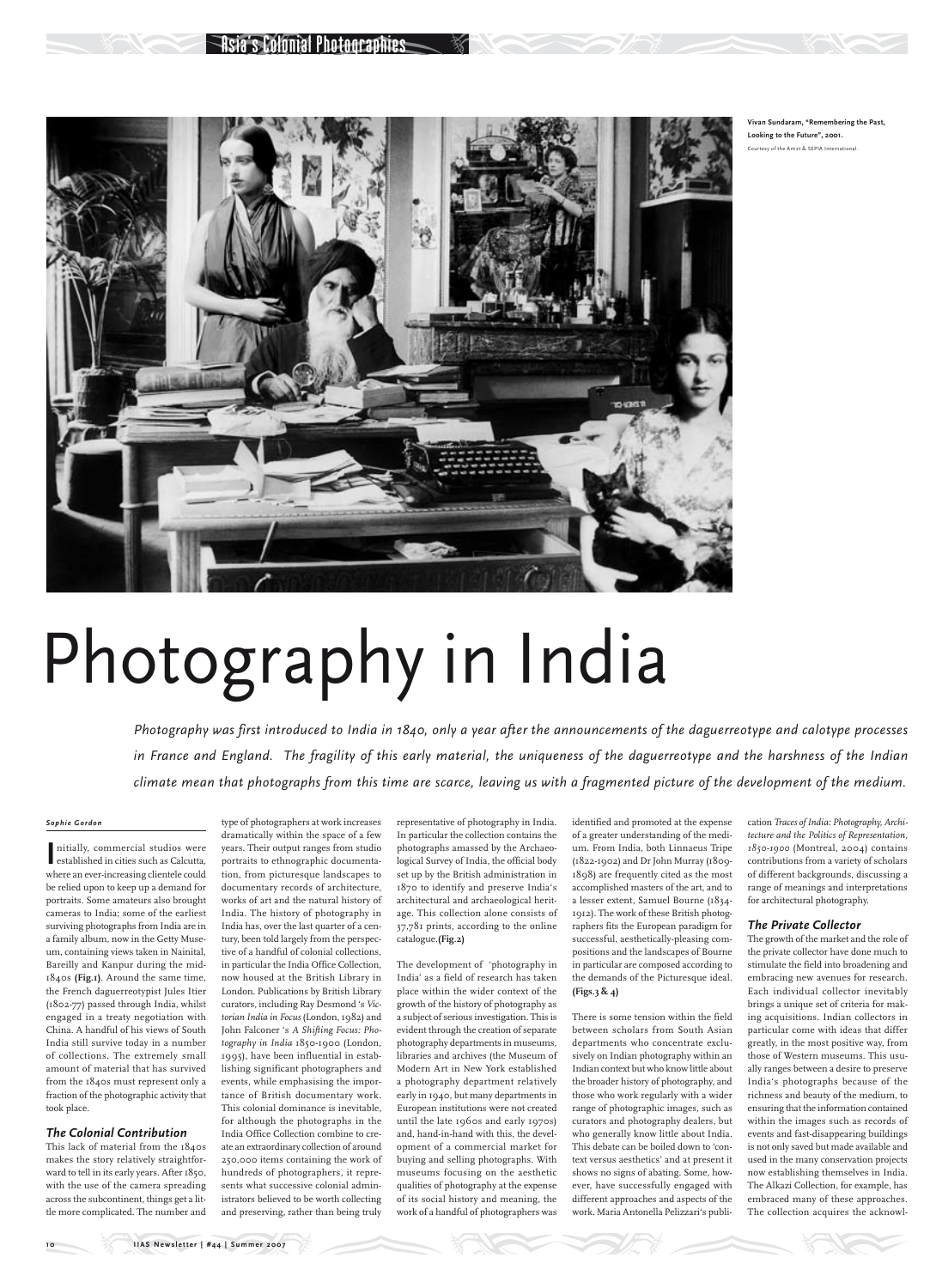Vivan Sundaram, "Remembering the Past, Looking to the Future", 2001.
Courtesy of the Artist & SEPIA International.

# Photography in India

*Photography was first introduced to India in 1840, only a year after the announcements of the daguerreotype and calotype processes in France and England. The fragility of this early material, the uniqueness of the daguerreotype and the harshness of the Indian climate mean that photographs from this time are scarce, leaving us with a fragmented picture of the development of the medium.*

***Sophie Gordon***

Initially, commercial studios were established in cities such as Calcutta, where an ever-increasing clientele could be relied upon to keep up a demand for portraits. Some amateurs also brought cameras to India; some of the earliest surviving photographs from India are in a family album, now in the Getty Museum, containing views taken in Nainital, Bareilly and Kanpur during the mid-1840s **(Fig.1)**. Around the same time, the French daguerreotypist Jules Itier (1802-77) passed through India, whilst engaged in a treaty negotiation with China. A handful of his views of South India still survive today in a number of collections. The extremely small amount of material that has survived from the 1840s must represent only a fraction of the photographic activity that took place.

### The Colonial Contribution

This lack of material from the 1840s makes the story relatively straightforward to tell in its early years. After 1850, with the use of the camera spreading across the subcontinent, things get a little more complicated. The number and type of photographers at work increases dramatically within the space of a few years. Their output ranges from studio portraits to ethnographic documentation, from picturesque landscapes to documentary records of architecture, works of art and the natural history of India. The history of photography in India has, over the last quarter of a century, been told largely from the perspective of a handful of colonial collections, in particular the India Office Collection, now housed at the British Library in London. Publications by British Library curators, including Ray Desmond 's *Victorian India in Focus* (London, 1982) and John Falconer 's *A Shifting Focus: Photography in India* 1850-1900 (London, 1995), have been influential in establishing significant photographers and events, while emphasising the importance of British documentary work. This colonial dominance is inevitable, for although the photographs in the India Office Collection combine to create an extraordinary collection of around 250,000 items containing the work of hundreds of photographers, it represents what successive colonial administrators believed to be worth collecting and preserving, rather than being truly representative of photography in India. In particular the collection contains the photographs amassed by the Archaeological Survey of India, the official body set up by the British administration in 1870 to identify and preserve India's architectural and archaeological heritage. This collection alone consists of 37,781 prints, according to the online catalogue.**(Fig.2)**

The development of 'photography in India' as a field of research has taken place within the wider context of the growth of the history of photography as a subject of serious investigation. This is evident through the creation of separate photography departments in museums, libraries and archives (the Museum of Modern Art in New York established a photography department relatively early in 1940, but many departments in European institutions were not created until the late 1960s and early 1970s) and, hand-in-hand with this, the development of a commercial market for buying and selling photographs. With museums focusing on the aesthetic qualities of photography at the expense of its social history and meaning, the work of a handful of photographers was identified and promoted at the expense of a greater understanding of the medium. From India, both Linnaeus Tripe (1822-1902) and Dr John Murray (1809-1898) are frequently cited as the most accomplished masters of the art, and to a lesser extent, Samuel Bourne (1834-1912). The work of these British photographers fits the European paradigm for successful, aesthetically-pleasing compositions and the landscapes of Bourne in particular are composed according to the demands of the Picturesque ideal. **(Figs.3 & 4)**

There is some tension within the field between scholars from South Asian departments who concentrate exclusively on Indian photography within an Indian context but who know little about the broader history of photography, and those who work regularly with a wider range of photographic images, such as curators and photography dealers, but who generally know little about India. This debate can be boiled down to 'context versus aesthetics' and at present it shows no signs of abating. Some, however, have successfully engaged with different approaches and aspects of the work. Maria Antonella Pelizzari's publication *Traces of India: Photography, Architecture and the Politics of Representation, 1850-1900* (Montreal, 2004) contains contributions from a variety of scholars of different backgrounds, discussing a range of meanings and interpretations for architectural photography.

### The Private Collector

The growth of the market and the role of the private collector have done much to stimulate the field into broadening and embracing new avenues for research. Each individual collector inevitably brings a unique set of criteria for making acquisitions. Indian collectors in particular come with ideas that differ greatly, in the most positive way, from those of Western museums. This usually ranges between a desire to preserve India's photographs because of the richness and beauty of the medium, to ensuring that the information contained within the images such as records of events and fast-disappearing buildings is not only saved but made available and used in the many conservation projects now establishing themselves in India. The Alkazi Collection, for example, has embraced many of these approaches. The collection acquires the acknowl-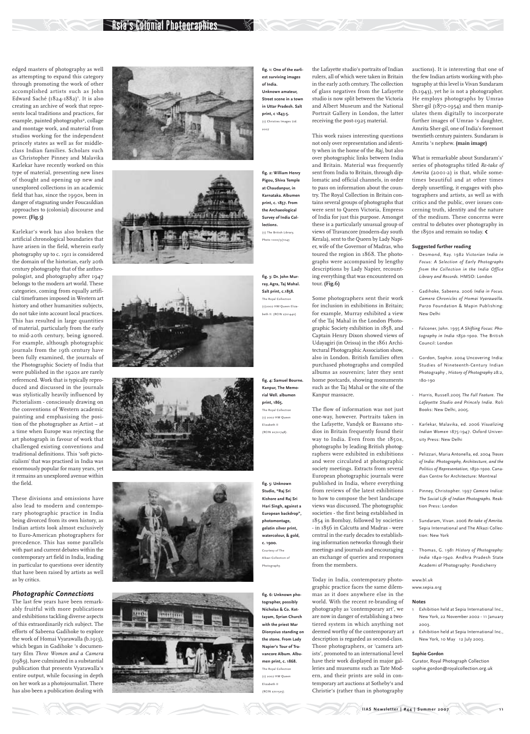edged masters of photography as well as attempting to expand this category through promoting the work of other accomplished artists such as John Edward Saché (1824-1882)[1]. It is also creating an archive of work that represents local traditions and practices, for example, painted photographs[2], collage and montage work, and material from studios working for the independent princely states as well as for middle-class Indian families. Scholars such as Christopher Pinney and Malavika Karlekar have recently worked on this type of material, presenting new lines of thought and opening up new and unexplored collections in an academic field that has, since the 1990s, been in danger of stagnating under Foucauldian approaches to (colonial) discourse and power. **(Fig.5)**

Karlekar's work has also broken the artificial chronological boundaries that have arisen in the field, wherein early photography up to c. 1911 is considered the domain of the historian, early 20th century photography that of the anthropologist, and photography after 1947 belongs to the modern art world. These categories, coming from equally artificial timeframes imposed in Western art history and other humanities subjects, do not take into account local practices. This has resulted in large quantities of material, particularly from the early to mid-20th century, being ignored. For example, although photographic journals from the 19th century have been fully examined, the journals of the Photographic Society of India that were published in the 1920s are rarely referenced. Work that is typically reproduced and discussed in the journals was stylistically heavily influenced by Pictorialism - consciously drawing on the conventions of Western academic painting and emphasising the position of the photographer as Artist – at a time when Europe was rejecting the art photograph in favour of work that challenged existing conventions and traditional definitions. This 'soft pictorialism' that was practised in India was enormously popular for many years, yet it remains an unexplored avenue within the field.

These divisions and omissions have also lead to modern and contemporary photographic practice in India being divorced from its own history, as Indian artists look almost exclusively to Euro-American photographers for precedence. This has some parallels with past and current debates within the contemporary art field in India, leading in particular to questions over identity that have been raised by artists as well as by critics.

### *Photographic Connections*

The last few years have been remarkably fruitful with more publications and exhibitions tackling diverse aspects of this extraordinarily rich subject. The efforts of Sabeena Gadihoke to explore the work of Homai Vyarawalla (b.1913), which began in Gadihoke 's documentary film *Three Women and a Camera* (1989), have culminated in a substantial publication that presents Vyarawalla's entire output, while focusing in depth on her work as a photojournalist. There has also been a publication dealing with the Lafayette studio's portraits of Indian rulers, all of which were taken in Britain in the early 20th century. The collection of glass negatives from the Lafayette studio is now split between the Victoria and Albert Museum and the National Portrait Gallery in London, the latter receiving the post-1925 material.

This work raises interesting questions not only over representation and identity when in the home of the *Raj*, but also over photographic links between India and Britain. Material was frequently sent from India to Britain, through diplomatic and official channels, in order to pass on information about the country. The Royal Collection in Britain contains several groups of photographs that were sent to Queen Victoria, Empress of India for just this purpose. Amongst these is a particularly unusual group of views of Travancore (modern-day south Kerala), sent to the Queen by Lady Napier, wife of the Governor of Madras, who toured the region in 1868. The photographs were accompanied by lengthy descriptions by Lady Napier, recounting everything that was encountered on tour. **(Fig.6)**

Some photographers sent their work for inclusion in exhibitions in Britain; for example, Murray exhibited a view of the Taj Mahal in the London Photographic Society exhibition in 1858, and Captain Henry Dixon showed views of Udayagiri (in Orissa) in the 1861 Architectural Photographic Association show, also in London. British families often purchased photographs and compiled albums as souvenirs; later they sent home postcards, showing monuments such as the Taj Mahal or the site of the Kanpur massacre.

The flow of information was not just one-way, however. Portraits taken in the Lafayette, Vandyk or Bassano studios in Britain frequently found their way to India. Even from the 1850s, photographs by leading British photographers were exhibited in exhibitions and were circulated at photographic society meetings. Extracts from several European photographic journals were published in India, where everything from reviews of the latest exhibitions to how to compose the best landscape views was discussed. The photographic societies - the first being established in 1854 in Bombay, followed by societies - in 1856 in Calcutta and Madras - were central in the early decades to establishing information networks through their meetings and journals and encouraging an exchange of queries and responses from the members.

Today in India, contemporary photographic practice faces the same dilemmas as it does anywhere else in the world. With the recent re-branding of photography as 'contemporary art', we are now in danger of establishing a two-tiered system in which anything not deemed worthy of the contemporary art description is regarded as second-class. Those photographers, or 'camera artists', promoted to an international level have their work displayed in major galleries and museums such as Tate Modern, and their prints are sold in contemporary art auctions at Sotheby's and Christie's (rather than in photography auctions). It is interesting that one of the few Indian artists working with photography at this level is Vivan Sundaram (b.1943), yet he is not a photographer. He employs photographs by Umrao Sher-gil (1870-1954) and then manipulates them digitally to incorporate further images of Umrao 's daughter, Amrita Sher-gil, one of India's foremost twentieth century painters. Sundaram is Amrita 's nephew. **(main image)**

What is remarkable about Sundaram's' series of photographs titled *Re-take of Amrita* (2001-2) is that, while sometimes beautiful and at other times deeply unsettling, it engages with photographers and artists, as well as with critics and the public, over issues concerning truth, identity and the nature of the medium. These concerns were central to debates over photography in the 1850s and remain so today.

**fig. 1: One of the earliest surviving images of India. Unknown amateur, Street scene in a town in Uttar Pradesh. Salt print, c 1843-5.** (c) Christies Images Ltd. 2007

**fig. 2: William Henry Pigou, Shiva Temple at Chaudanpur, in Karnataka. Albumen print, c. 1857. From the Archaeological Survey of India Collections.** (c) The British Library, Photo 1000/9(1043

**fig. 3: Dr. John Murray, Agra, Taj Mahal. Salt print, c.1858.** The Royal Collection (c)2007 HM Queen Elizabeth II. (RCIN 2701440)

**fig. 4: Samuel Bourne. Kanpur, The Memorial Well. albumen print, 1865.** The Royal Collection (c) 2007 HM Queen Elizabeth II (RCIN 20701748).

**fig. 5: Unknown Studio, "Raj Sri Kishore and Raj Sri Hari Singh, against a European backdrop", photomontage, gelatin silver print, watercolour, & gold, c. 1900.** Courtesy of The Alkazi Collection of Photography

**fig. 6: Unknown photographer, possibly Nicholas & Co. Kottayam, Syrian Church with the priest Mar Dionysius standing on the stone. From Lady Napier's Tour of Travancore Album. Albumen print, c. 1868.** The Royal Collection (c) 2007 HM Queen Elizabeth II (RCIN 2701525).

#### Suggested further reading

- Desmond, Ray. 1982 *Victorian India in Focus: A Selection of Early Photographs from the Collection in the India Office Library and Records.* HMSO: London
- Gadihoke, Sabeena. 2006 *India in Focus. Camera Chronicles of Homai Vyarawalla.* Parzo Foundation & Mapin Publishing: New Delhi
- Falconer, John. 1995 *A Shifting Focus: Photography in India 1850-1900.* The British Council: London
- Gordon, Sophie. 2004 Uncovering India: Studies of Nineteenth-Century Indian Photography , *History of Photography* 28:2, 180-190
- Harris, Russell.2005 *The Full Feature. The Lafayette Studio and Princely India.* Roli Books: New Delhi, 2005.
- Karlekar, Malavika, ed. 2006 *Visualizing Indian Women* 1875-1947. Oxford University Press: New Delhi
- Pelizzari, Maria Antonella, ed. 2004 *Traces of India: Photography, Architecture, and the Politics of Representation, 1850-1900.* Canadian Centre for Architecture: Montreal
- Pinney, Christopher. 1997 *Camera Indica: The Social Life of Indian Photographs.* Reaktion Press: London
- Sundaram, Vivan. 2006 *Re-take of Amrita.* Sepia International and The Alkazi Collection: New York
- Thomas, G. 1981 *History of Photography: India 1840-1940.* Andhra Pradesh State Academi of Photography: Pondicherry

www.bl.uk
www.sepia.org

#### Notes

1. Exhibition held at Sepia International Inc., New York, 22 November 2002 - 11 January 2003.
2. Exhibition held at Sepia International Inc., New York, 10 May 12 July 2003.

**Sophie Gordon**
Curator, Royal Photograph Collection
sophie.gordon@royalcollection.org.uk